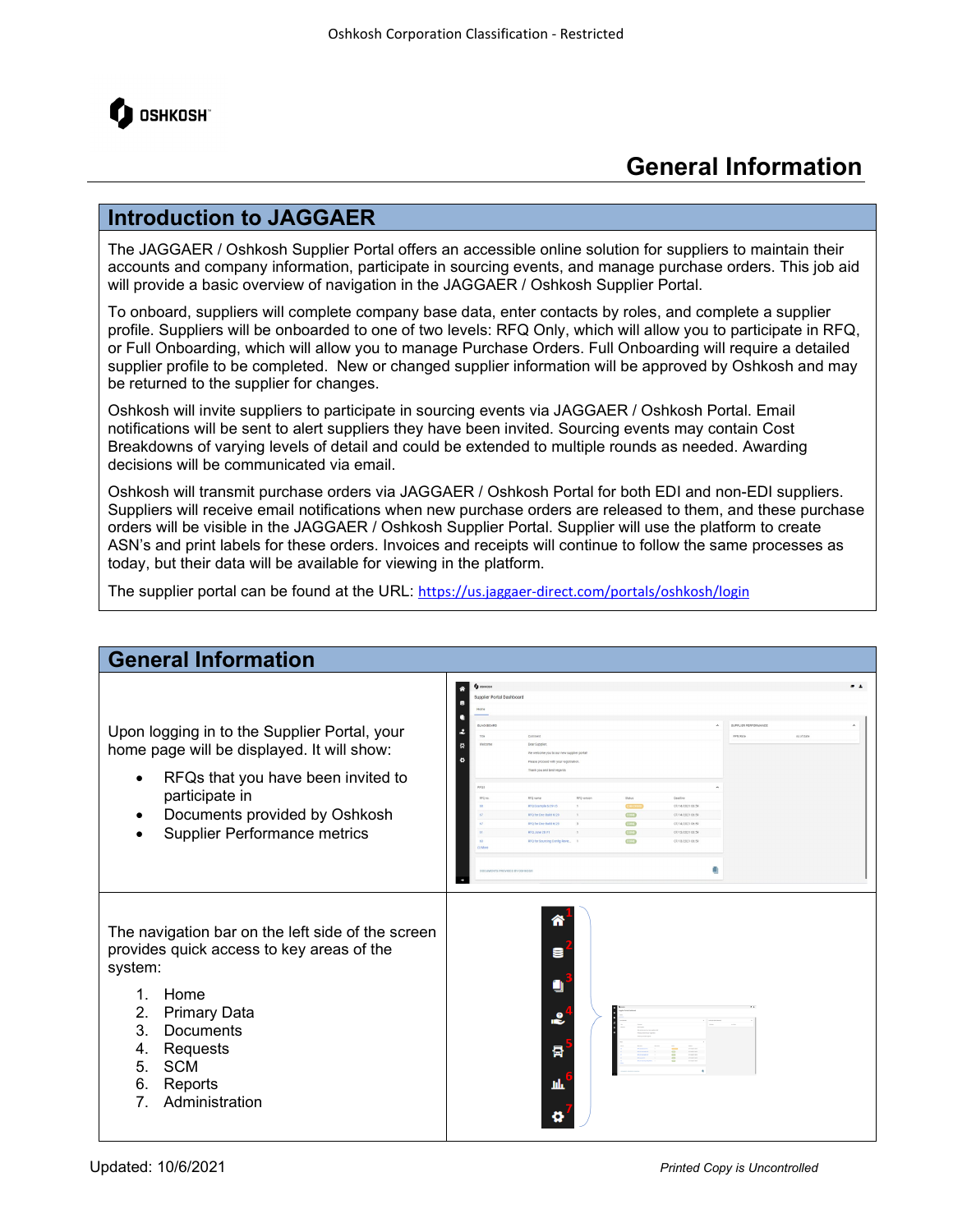# General Information

## Introduction to JAGGAER

The JAGGAER / Oshkosh Supplier Portal offers an accessible online solution for suppliers to maintain their accounts and company information, participate in sourcing events, and manage purchase orders. This job aid will provide a basic overview of navigation in the JAGGAER / Oshkosh Supplier Portal.

To onboard, suppliers will complete company base data, enter contacts by roles, and complete a supplier profile. Suppliers will be onboarded to one of two levels: RFQ Only, which will allow you to participate in RFQ, or Full Onboarding, which will allow you to manage Purchase Orders. Full Onboarding will require a detailed supplier profile to be completed. New or changed supplier information will be approved by Oshkosh and may be returned to the supplier for changes.

Oshkosh will invite suppliers to participate in sourcing events via JAGGAER / Oshkosh Portal. Email notifications will be sent to alert suppliers they have been invited. Sourcing events may contain Cost Breakdowns of varying levels of detail and could be extended to multiple rounds as needed. Awarding decisions will be communicated via email.

Oshkosh will transmit purchase orders via JAGGAER / Oshkosh Portal for both EDI and non-EDI suppliers. Suppliers will receive email notifications when new purchase orders are released to them, and these purchase orders will be visible in the JAGGAER / Oshkosh Supplier Portal. Supplier will use the platform to create ASN's and print labels for these orders. Invoices and receipts will continue to follow the same processes as today, but their data will be available for viewing in the platform.

The supplier portal can be found at the URL: https://us.jaggaer-direct.com/portals/oshkosh/login

## General Information

Upon logging in to the Supplier Portal, your home page will be displayed. It will show:

- RFQs that you have been invited to participate in
- Documents provided by Oshkosh
- Supplier Performance metrics

The navigation bar on the left side of the screen provides quick access to key areas of the system:

1. Home
2. Primary Data
3. Documents
4. Requests
5. SCM
6. Reports
7. Administration

Updated: 10/6/2021

*Printed Copy is Uncontrolled*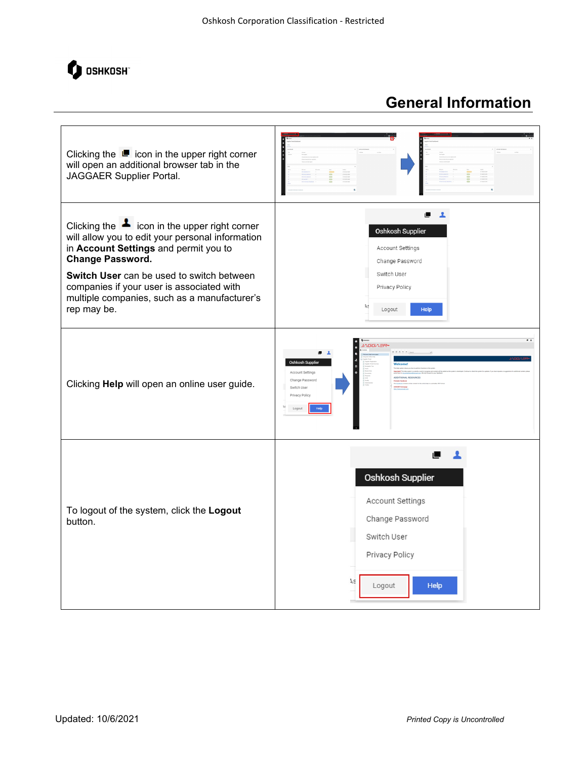Oshkosh Corporation Classification - Restricted

# General Information

| | |
|---|---|
| Clicking the icon in the upper right corner will open an additional browser tab in the JAGGAER Supplier Portal. | |
| Clicking the icon in the upper right corner will allow you to edit your personal information in **Account Settings** and permit you to **Change Password.** **Switch User** can be used to switch between companies if your user is associated with multiple companies, such as a manufacturer's rep may be. | Oshkosh Supplier Account Settings Change Password Switch User Privacy Policy Logout Help |
| Clicking **Help** will open an online user guide. | |
| To logout of the system, click the **Logout** button. | Oshkosh Supplier Account Settings Change Password Switch User Privacy Policy Logout Help |

Updated: 10/6/2021

*Printed Copy is Uncontrolled*